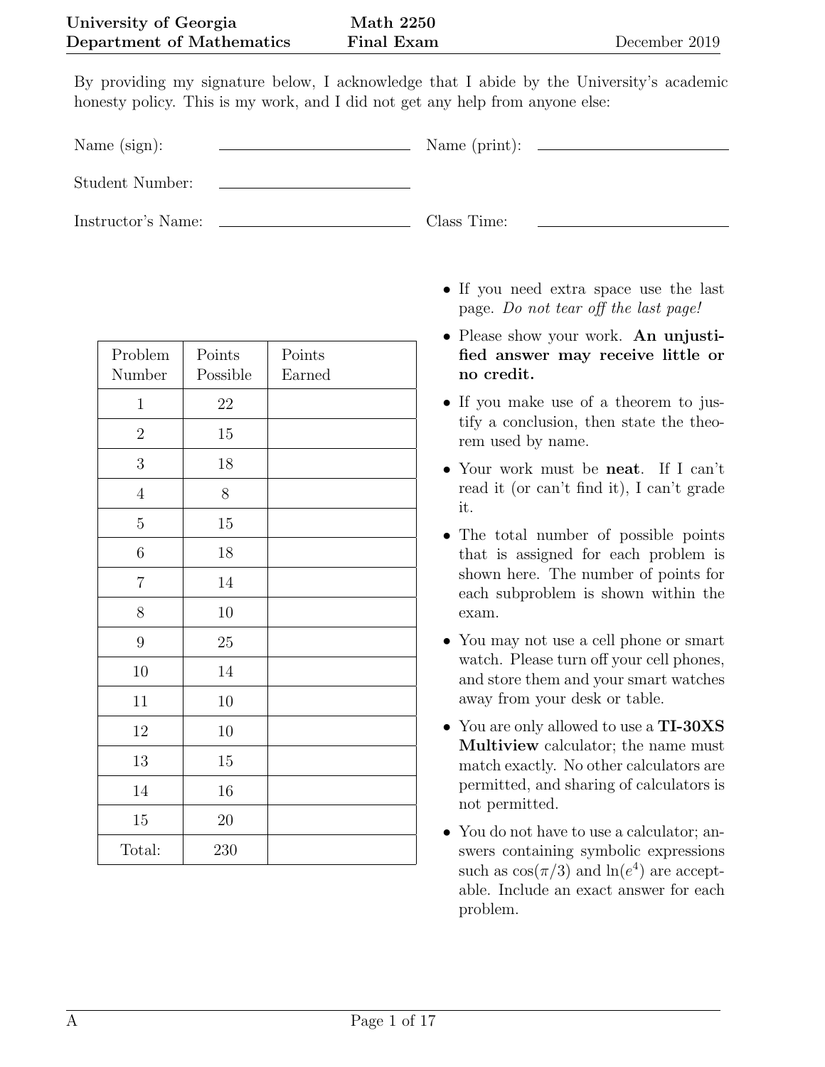**University of Georgia** — **Math 2250** — **Final Exam** — December 2019

**Department of Mathematics**

By providing my signature below, I acknowledge that I abide by the University's academic honesty policy. This is my work, and I did not get any help from anyone else:

Name (sign): ____________________ Name (print): ____________________

Student Number: ____________________

Instructor's Name: ____________________ Class Time: ____________________

| Problem Number | Points Possible | Points Earned |
|---|---|---|
| 1 | 22 | |
| 2 | 15 | |
| 3 | 18 | |
| 4 | 8 | |
| 5 | 15 | |
| 6 | 18 | |
| 7 | 14 | |
| 8 | 10 | |
| 9 | 25 | |
| 10 | 14 | |
| 11 | 10 | |
| 12 | 10 | |
| 13 | 15 | |
| 14 | 16 | |
| 15 | 20 | |
| Total: | 230 | |

- If you need extra space use the last page. *Do not tear off the last page!*
- Please show your work. **An unjustified answer may receive little or no credit.**
- If you make use of a theorem to justify a conclusion, then state the theorem used by name.
- Your work must be **neat**. If I can't read it (or can't find it), I can't grade it.
- The total number of possible points that is assigned for each problem is shown here. The number of points for each subproblem is shown within the exam.
- You may not use a cell phone or smart watch. Please turn off your cell phones, and store them and your smart watches away from your desk or table.
- You are only allowed to use a **TI-30XS Multiview** calculator; the name must match exactly. No other calculators are permitted, and sharing of calculators is not permitted.
- You do not have to use a calculator; answers containing symbolic expressions such as $\cos(\pi/3)$ and $\ln(e^4)$ are acceptable. Include an exact answer for each problem.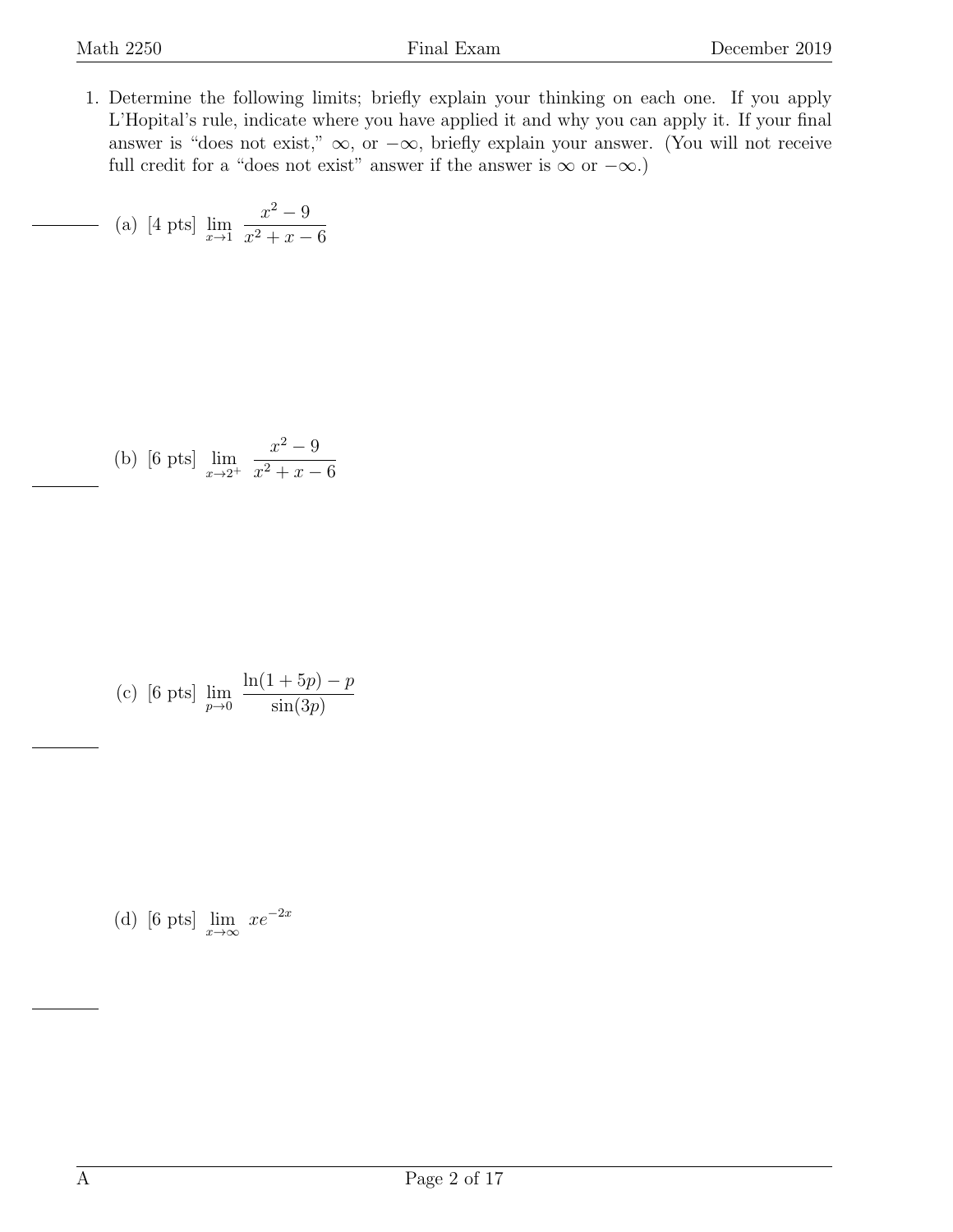1. Determine the following limits; briefly explain your thinking on each one. If you apply L'Hopital's rule, indicate where you have applied it and why you can apply it. If your final answer is "does not exist," $\infty$, or $-\infty$, briefly explain your answer. (You will not receive full credit for a "does not exist" answer if the answer is $\infty$ or $-\infty$.)

   (a) [4 pts] $\displaystyle\lim_{x\to 1} \frac{x^2-9}{x^2+x-6}$

   (b) [6 pts] $\displaystyle\lim_{x\to 2^+} \frac{x^2-9}{x^2+x-6}$

   (c) [6 pts] $\displaystyle\lim_{p\to 0} \frac{\ln(1+5p)-p}{\sin(3p)}$

   (d) [6 pts] $\displaystyle\lim_{x\to \infty} xe^{-2x}$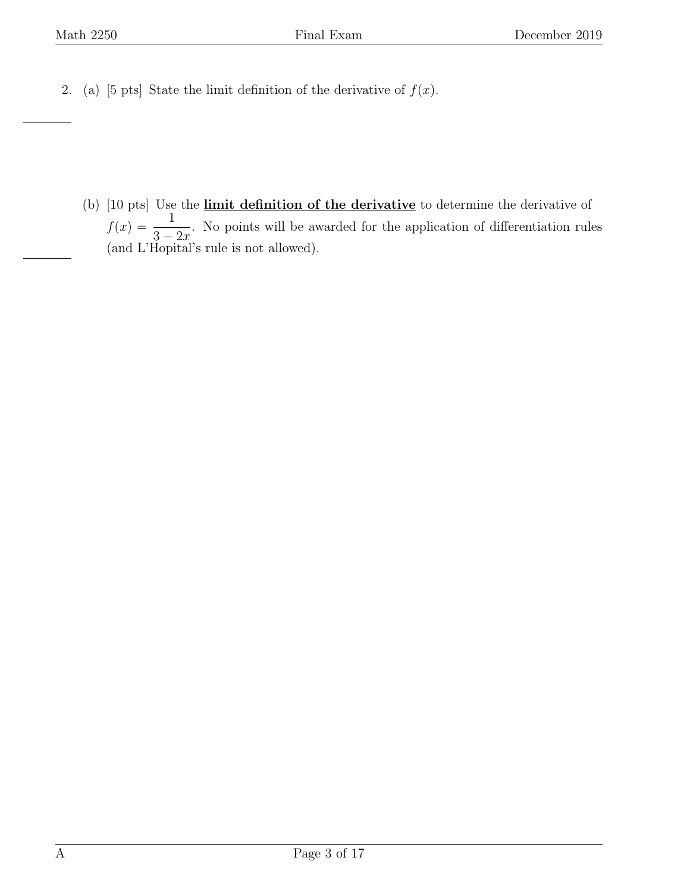2. (a) [5 pts] State the limit definition of the derivative of $f(x)$.

(b) [10 pts] Use the **limit definition of the derivative** to determine the derivative of $f(x) = \dfrac{1}{3-2x}$. No points will be awarded for the application of differentiation rules (and L'Hopital's rule is not allowed).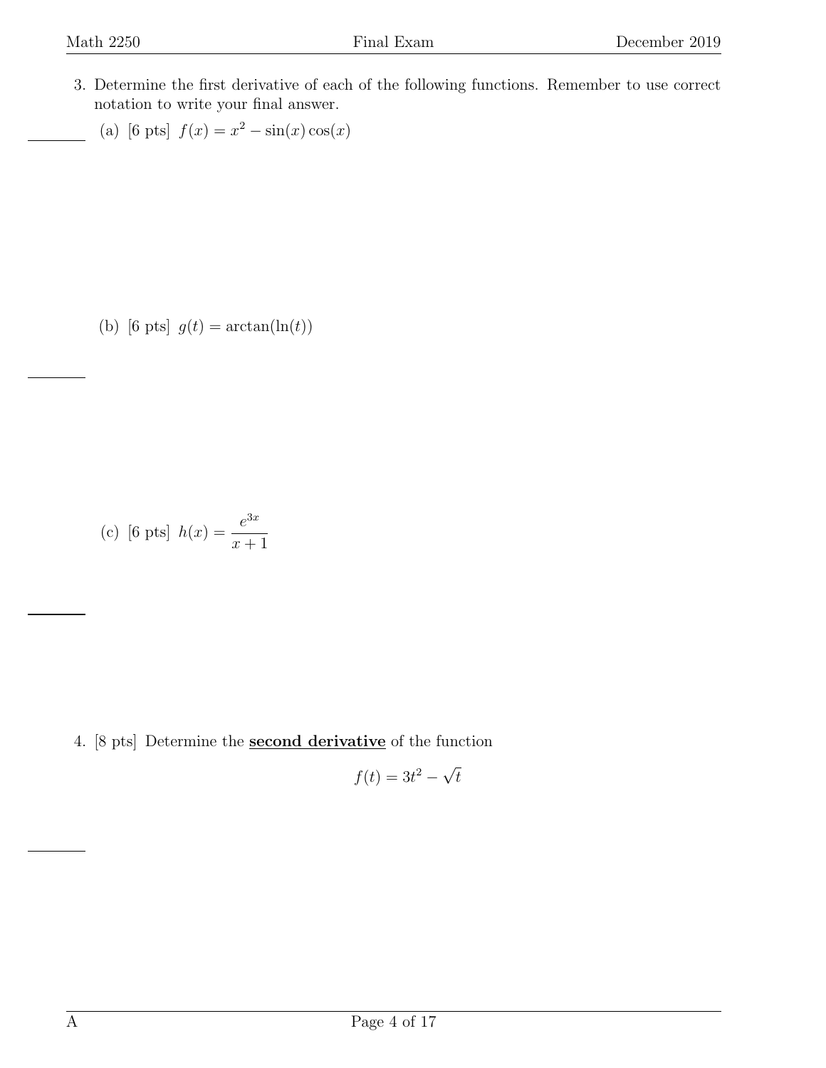3. Determine the first derivative of each of the following functions. Remember to use correct notation to write your final answer.

   (a) [6 pts] $f(x) = x^2 - \sin(x)\cos(x)$

   (b) [6 pts] $g(t) = \arctan(\ln(t))$

   (c) [6 pts] $h(x) = \dfrac{e^{3x}}{x+1}$

4. [8 pts] Determine the **second derivative** of the function

$$f(t) = 3t^2 - \sqrt{t}$$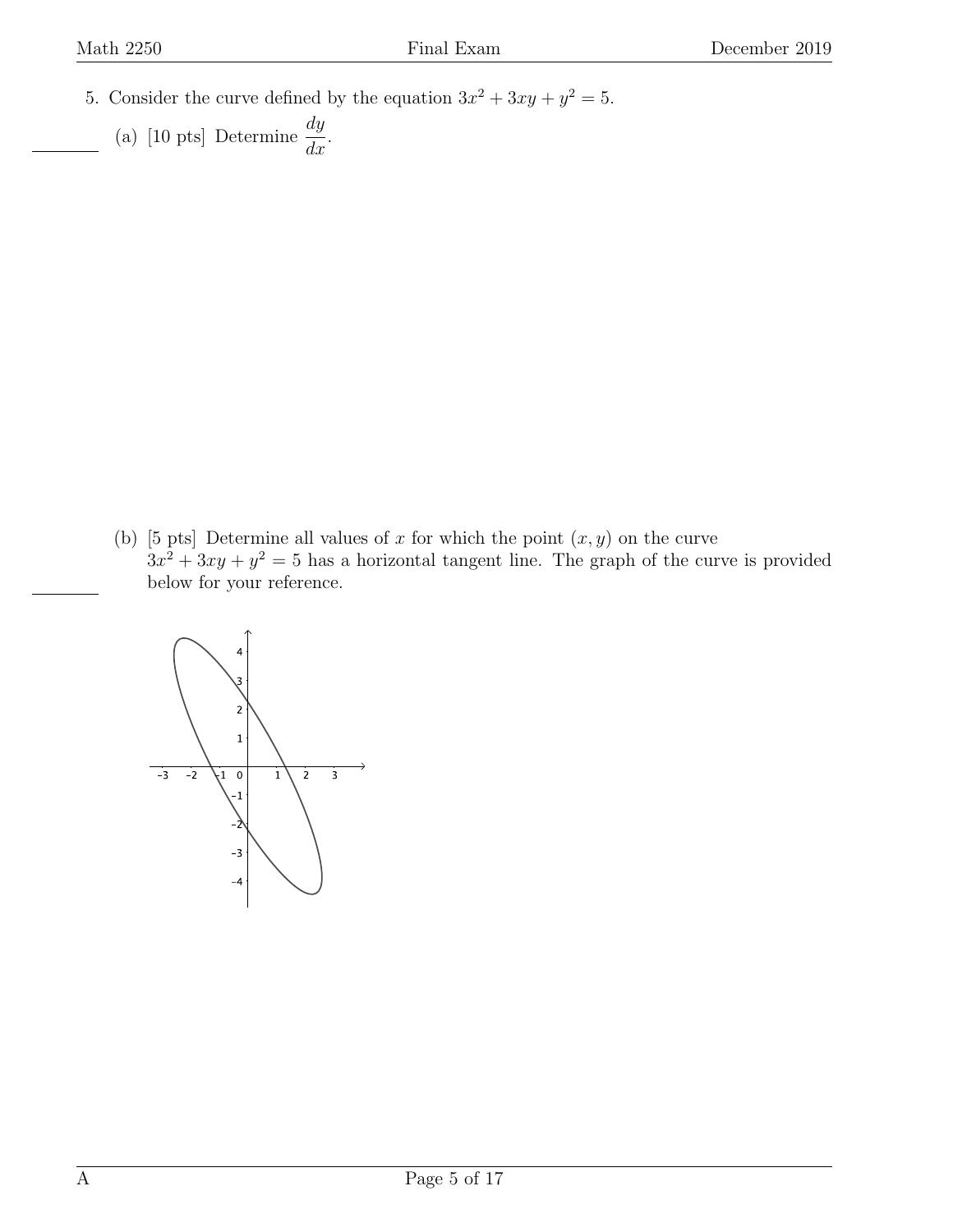5. Consider the curve defined by the equation $3x^2 + 3xy + y^2 = 5$.

(a) [10 pts] Determine $\dfrac{dy}{dx}$.

(b) [5 pts] Determine all values of $x$ for which the point $(x, y)$ on the curve $3x^2 + 3xy + y^2 = 5$ has a horizontal tangent line. The graph of the curve is provided below for your reference.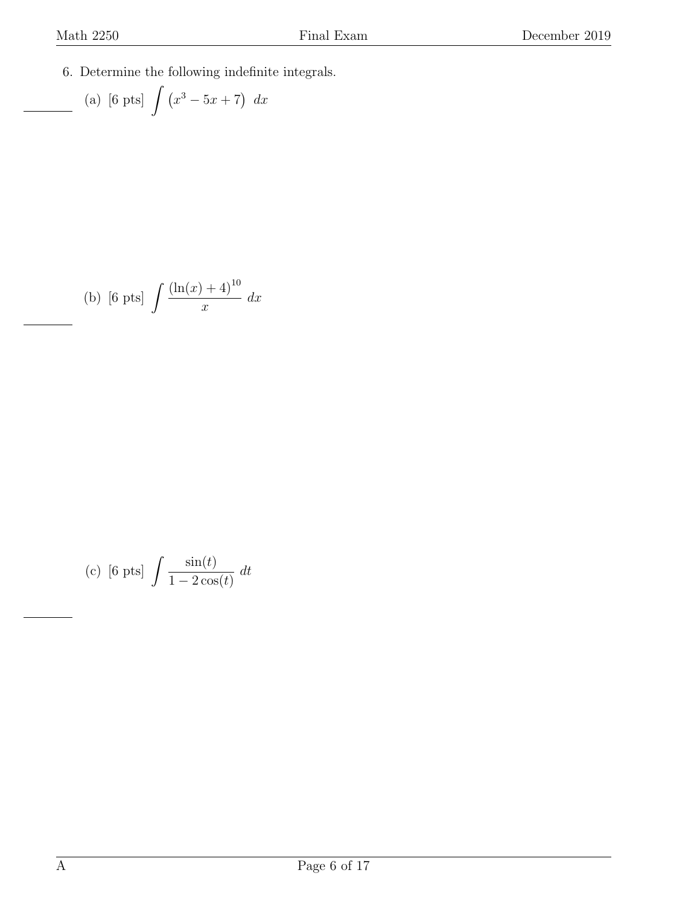6. Determine the following indefinite integrals.

(a) [6 pts] $\displaystyle\int \left(x^3 - 5x + 7\right)\ dx$

(b) [6 pts] $\displaystyle\int \frac{\left(\ln(x) + 4\right)^{10}}{x}\ dx$

(c) [6 pts] $\displaystyle\int \frac{\sin(t)}{1 - 2\cos(t)}\ dt$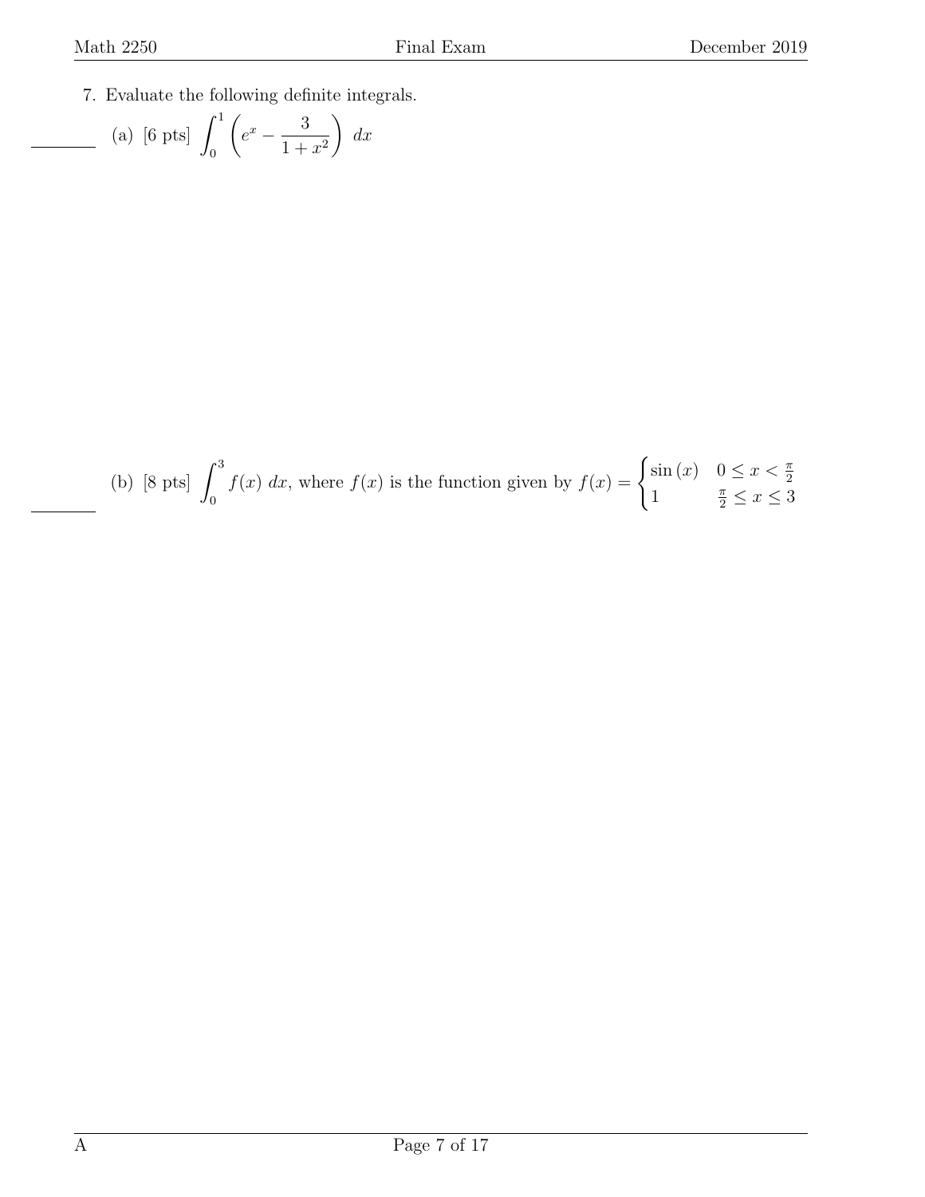7. Evaluate the following definite integrals.

(a) [6 pts] $\displaystyle\int_0^1 \left( e^x - \frac{3}{1+x^2} \right) \, dx$

(b) [8 pts] $\displaystyle\int_0^3 f(x) \, dx$, where $f(x)$ is the function given by $f(x) = \begin{cases} \sin(x) & 0 \leq x < \frac{\pi}{2} \\ 1 & \frac{\pi}{2} \leq x \leq 3 \end{cases}$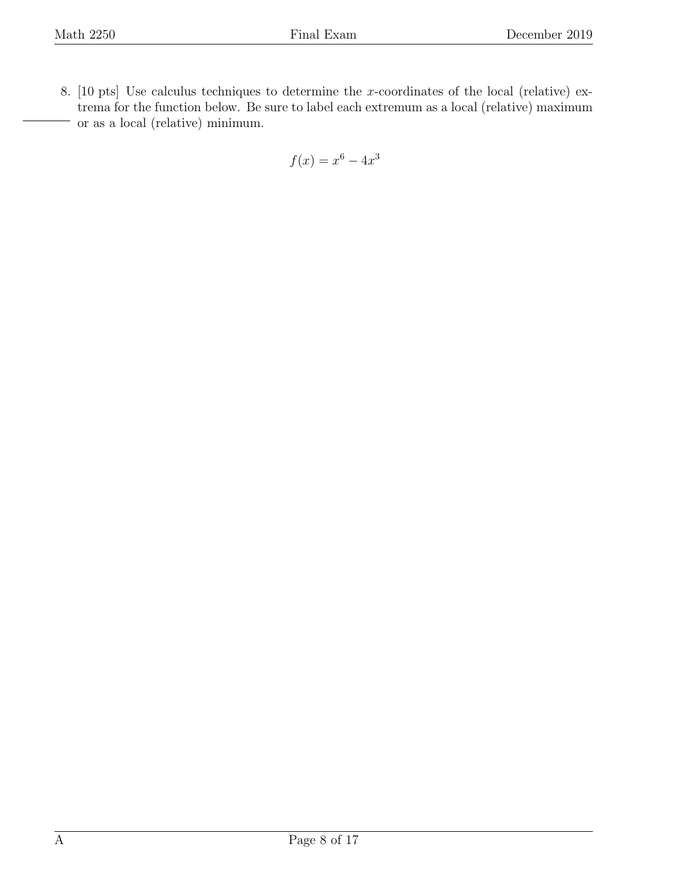8. [10 pts] Use calculus techniques to determine the $x$-coordinates of the local (relative) extrema for the function below. Be sure to label each extremum as a local (relative) maximum or as a local (relative) minimum.

$$f(x) = x^6 - 4x^3$$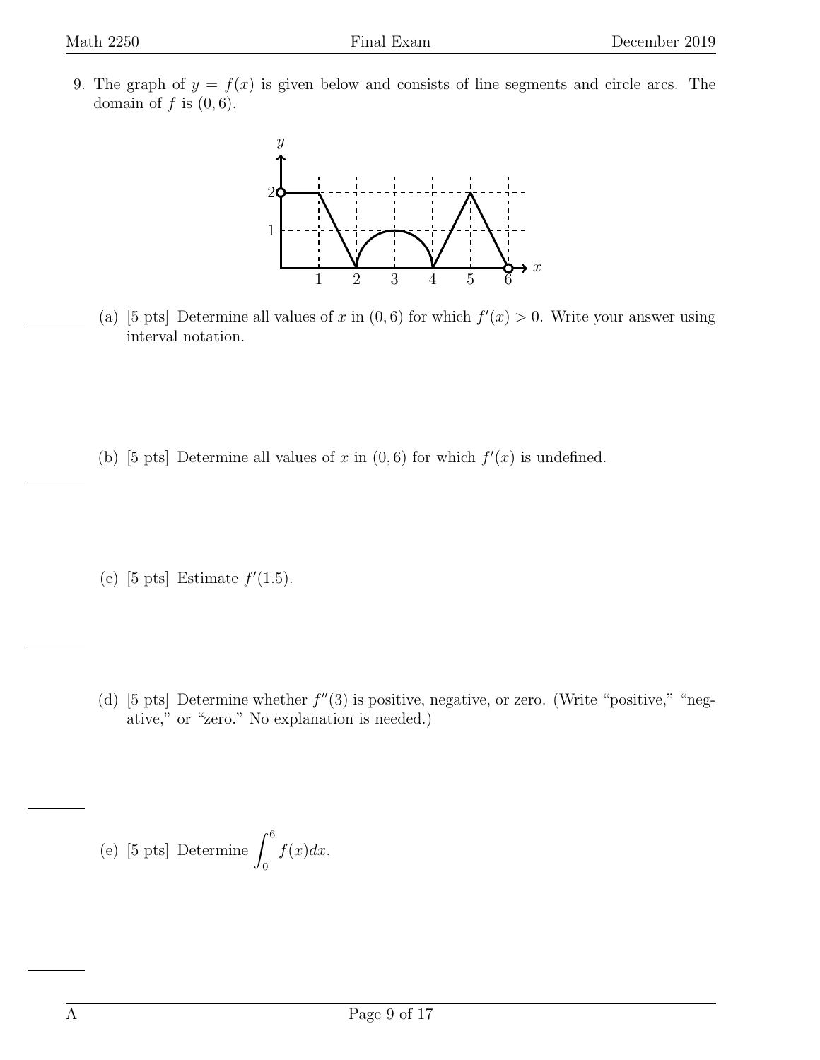9. The graph of $y = f(x)$ is given below and consists of line segments and circle arcs. The domain of $f$ is $(0, 6)$.

(a) [5 pts] Determine all values of $x$ in $(0, 6)$ for which $f'(x) > 0$. Write your answer using interval notation.

(b) [5 pts] Determine all values of $x$ in $(0, 6)$ for which $f'(x)$ is undefined.

(c) [5 pts] Estimate $f'(1.5)$.

(d) [5 pts] Determine whether $f''(3)$ is positive, negative, or zero. (Write "positive," "negative," or "zero." No explanation is needed.)

(e) [5 pts] Determine $\int_0^6 f(x)dx$.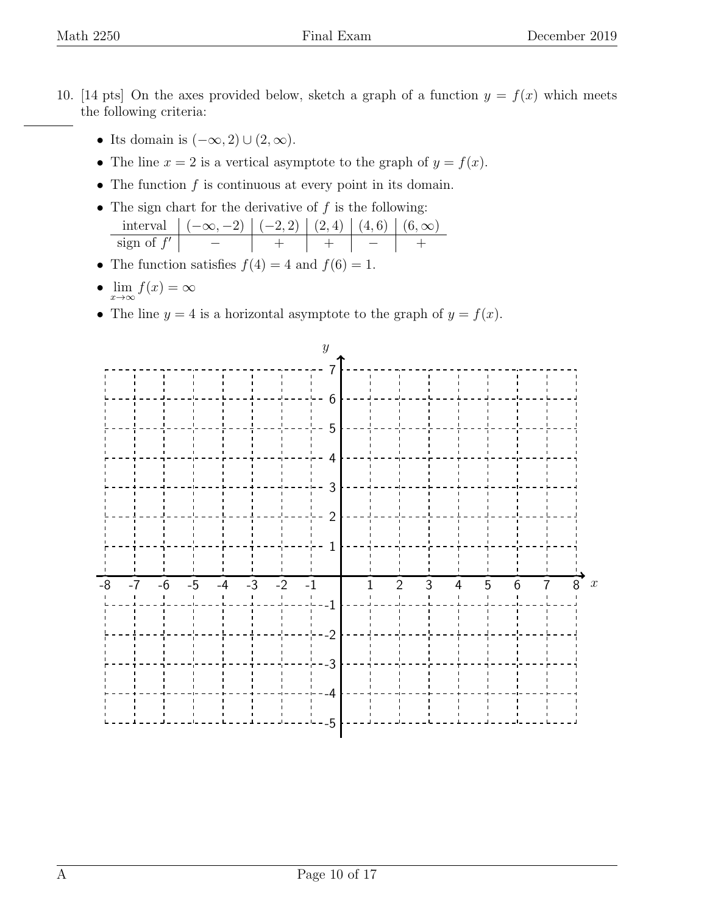10. [14 pts] On the axes provided below, sketch a graph of a function $y = f(x)$ which meets the following criteria:

- Its domain is $(-\infty, 2) \cup (2, \infty)$.
- The line $x = 2$ is a vertical asymptote to the graph of $y = f(x)$.
- The function $f$ is continuous at every point in its domain.
- The sign chart for the derivative of $f$ is the following:

| interval | $(-\infty, -2)$ | $(-2, 2)$ | $(2, 4)$ | $(4, 6)$ | $(6, \infty)$ |
| --- | --- | --- | --- | --- | --- |
| sign of $f'$ | $-$ | $+$ | $+$ | $-$ | $+$ |

- The function satisfies $f(4) = 4$ and $f(6) = 1$.
- $\lim_{x \to \infty} f(x) = \infty$
- The line $y = 4$ is a horizontal asymptote to the graph of $y = f(x)$.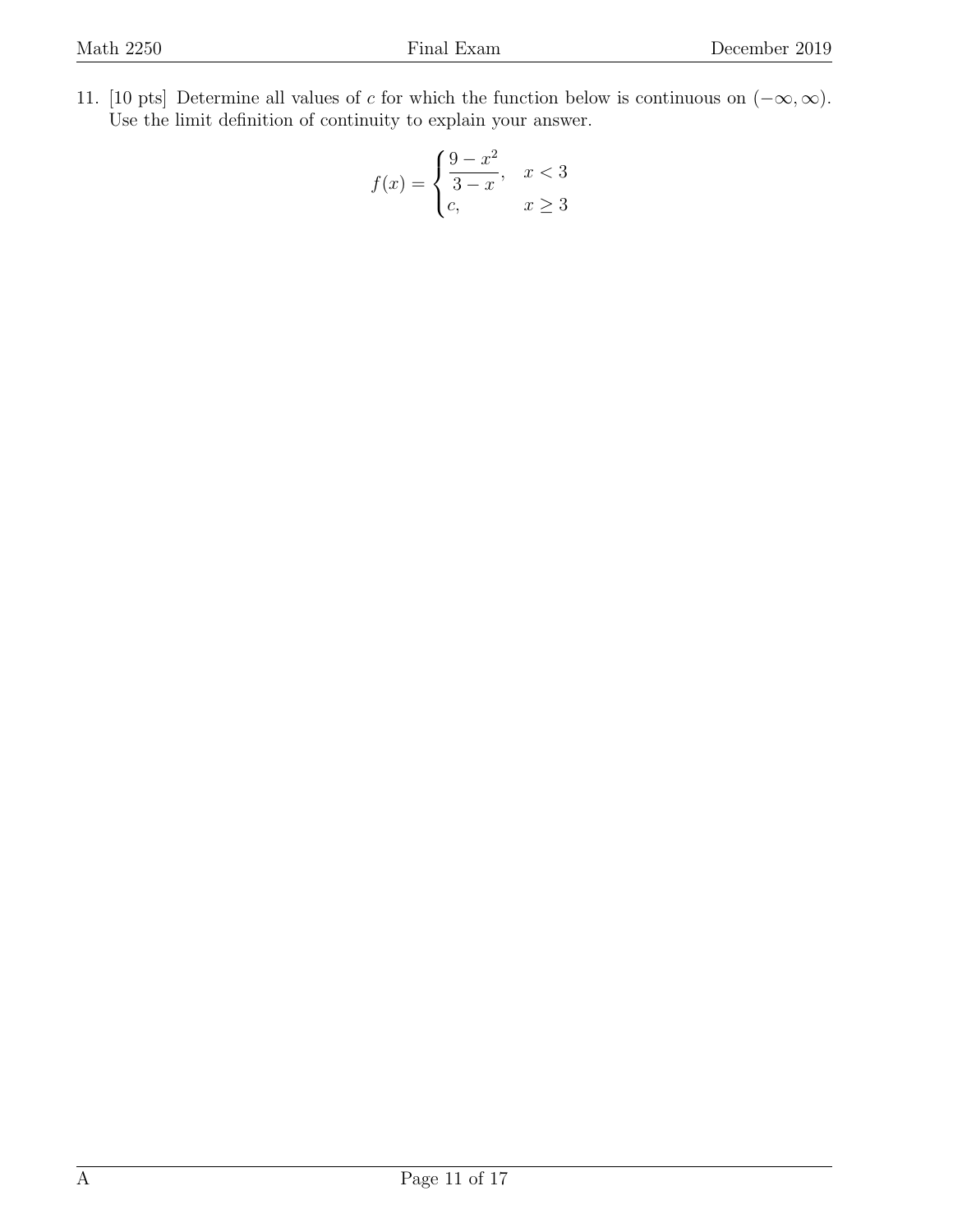11. [10 pts] Determine all values of $c$ for which the function below is continuous on $(-\infty, \infty)$. Use the limit definition of continuity to explain your answer.

$$f(x) = \begin{cases} \dfrac{9 - x^2}{3 - x}, & x < 3 \\ c, & x \geq 3 \end{cases}$$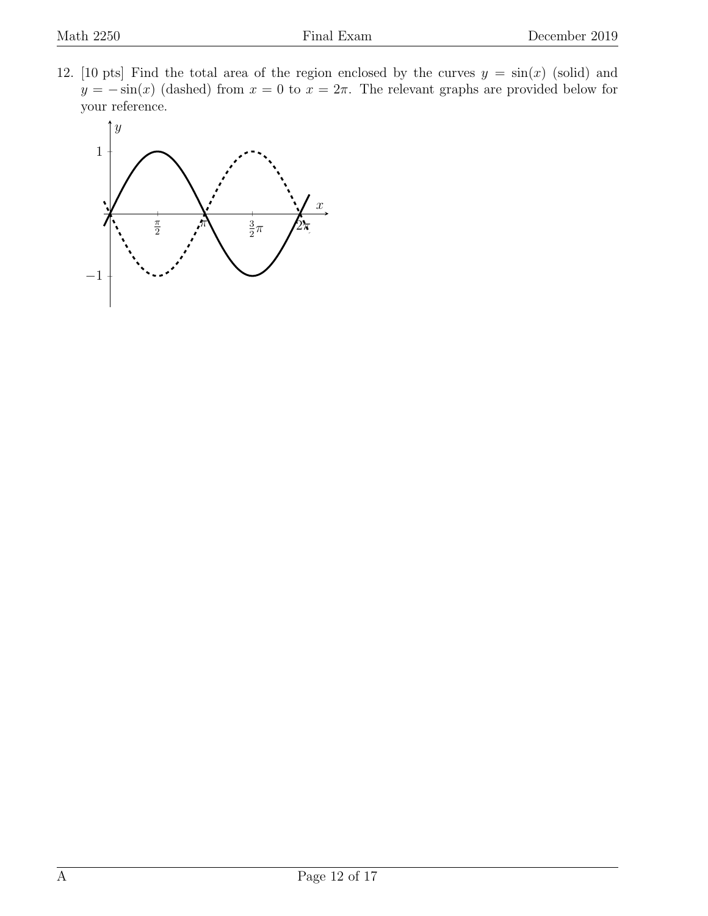12. [10 pts] Find the total area of the region enclosed by the curves $y = \sin(x)$ (solid) and $y = -\sin(x)$ (dashed) from $x = 0$ to $x = 2\pi$. The relevant graphs are provided below for your reference.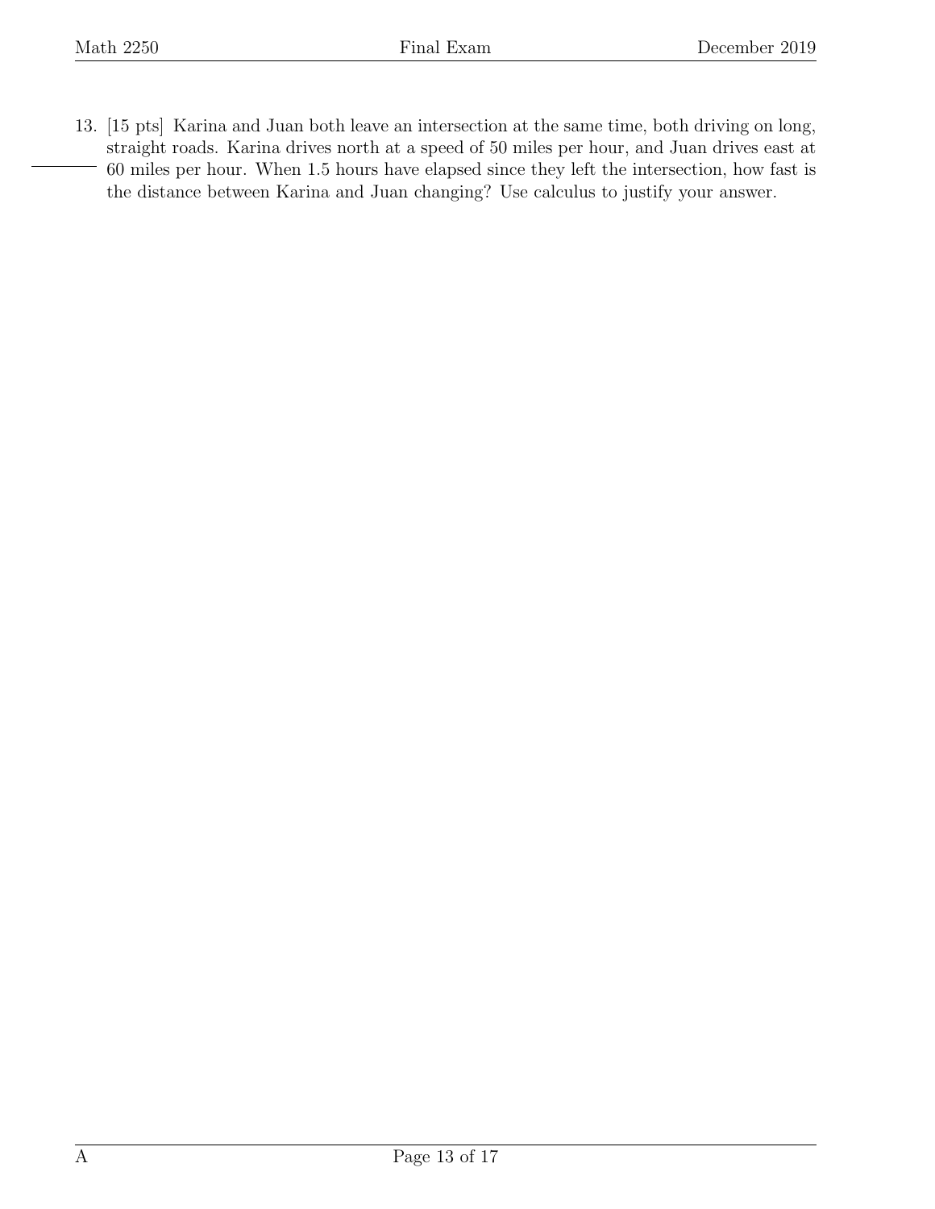13. [15 pts] Karina and Juan both leave an intersection at the same time, both driving on long, straight roads. Karina drives north at a speed of 50 miles per hour, and Juan drives east at 60 miles per hour. When 1.5 hours have elapsed since they left the intersection, how fast is the distance between Karina and Juan changing? Use calculus to justify your answer.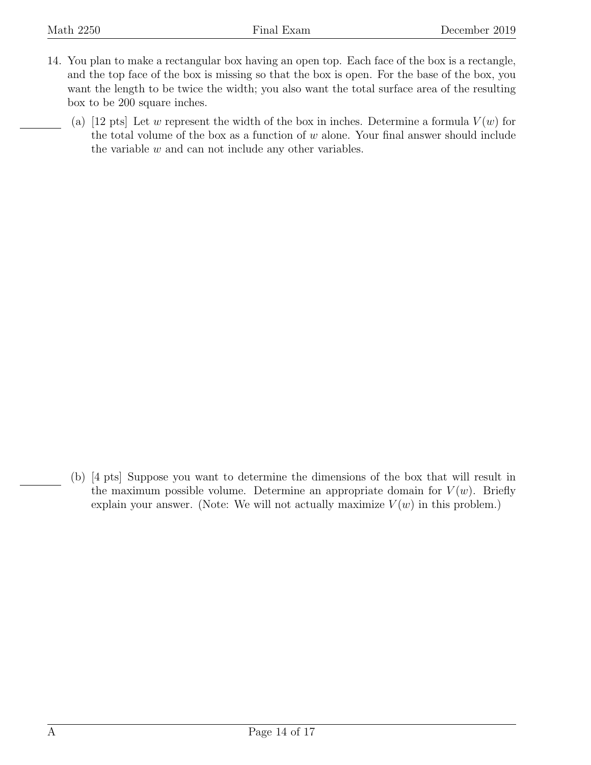14. You plan to make a rectangular box having an open top. Each face of the box is a rectangle, and the top face of the box is missing so that the box is open. For the base of the box, you want the length to be twice the width; you also want the total surface area of the resulting box to be 200 square inches.

(a) [12 pts] Let $w$ represent the width of the box in inches. Determine a formula $V(w)$ for the total volume of the box as a function of $w$ alone. Your final answer should include the variable $w$ and can not include any other variables.

(b) [4 pts] Suppose you want to determine the dimensions of the box that will result in the maximum possible volume. Determine an appropriate domain for $V(w)$. Briefly explain your answer. (Note: We will not actually maximize $V(w)$ in this problem.)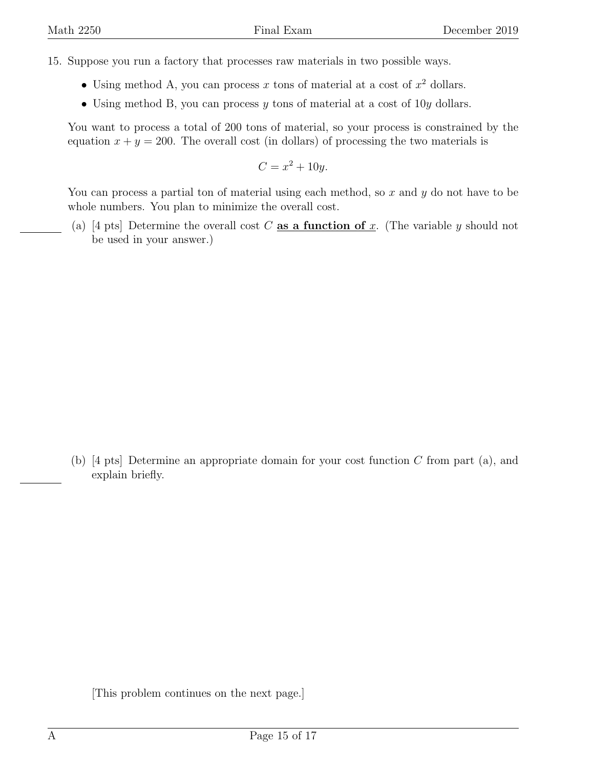15. Suppose you run a factory that processes raw materials in two possible ways.

- Using method A, you can process $x$ tons of material at a cost of $x^2$ dollars.
- Using method B, you can process $y$ tons of material at a cost of $10y$ dollars.

You want to process a total of 200 tons of material, so your process is constrained by the equation $x + y = 200$. The overall cost (in dollars) of processing the two materials is

$$C = x^2 + 10y.$$

You can process a partial ton of material using each method, so $x$ and $y$ do not have to be whole numbers. You plan to minimize the overall cost.

(a) [4 pts] Determine the overall cost $C$ **as a function of** $x$. (The variable $y$ should not be used in your answer.)

(b) [4 pts] Determine an appropriate domain for your cost function $C$ from part (a), and explain briefly.

[This problem continues on the next page.]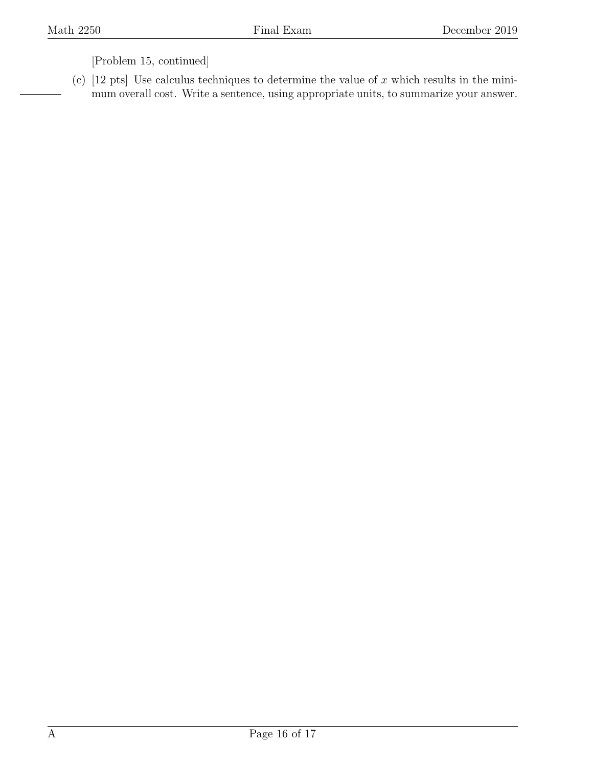[Problem 15, continued]

(c) [12 pts] Use calculus techniques to determine the value of $x$ which results in the minimum overall cost. Write a sentence, using appropriate units, to summarize your answer.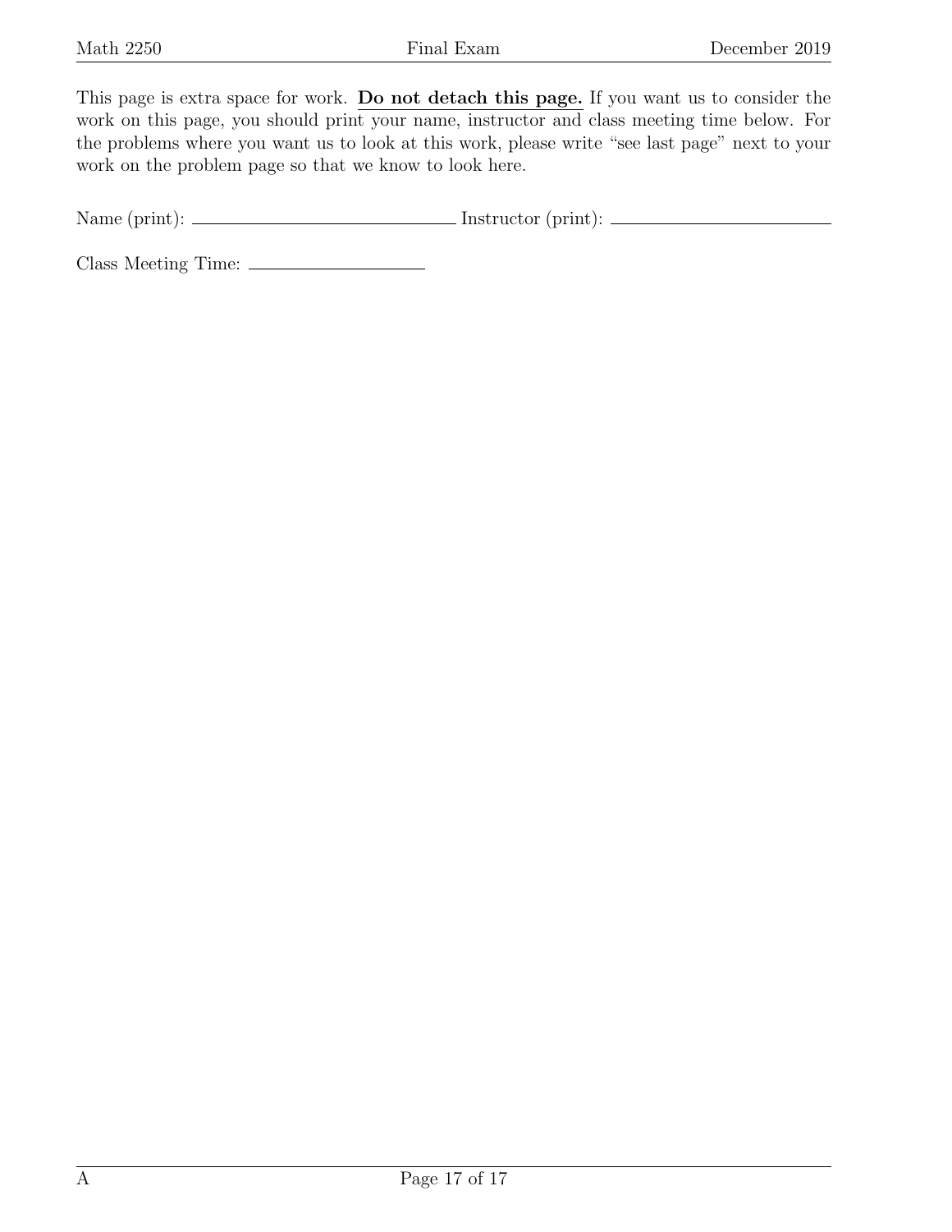This page is extra space for work. **Do not detach this page.** If you want us to consider the work on this page, you should print your name, instructor and class meeting time below. For the problems where you want us to look at this work, please write "see last page" next to your work on the problem page so that we know to look here.

Name (print): ____________________________ Instructor (print): ______________________

Class Meeting Time: ___________________